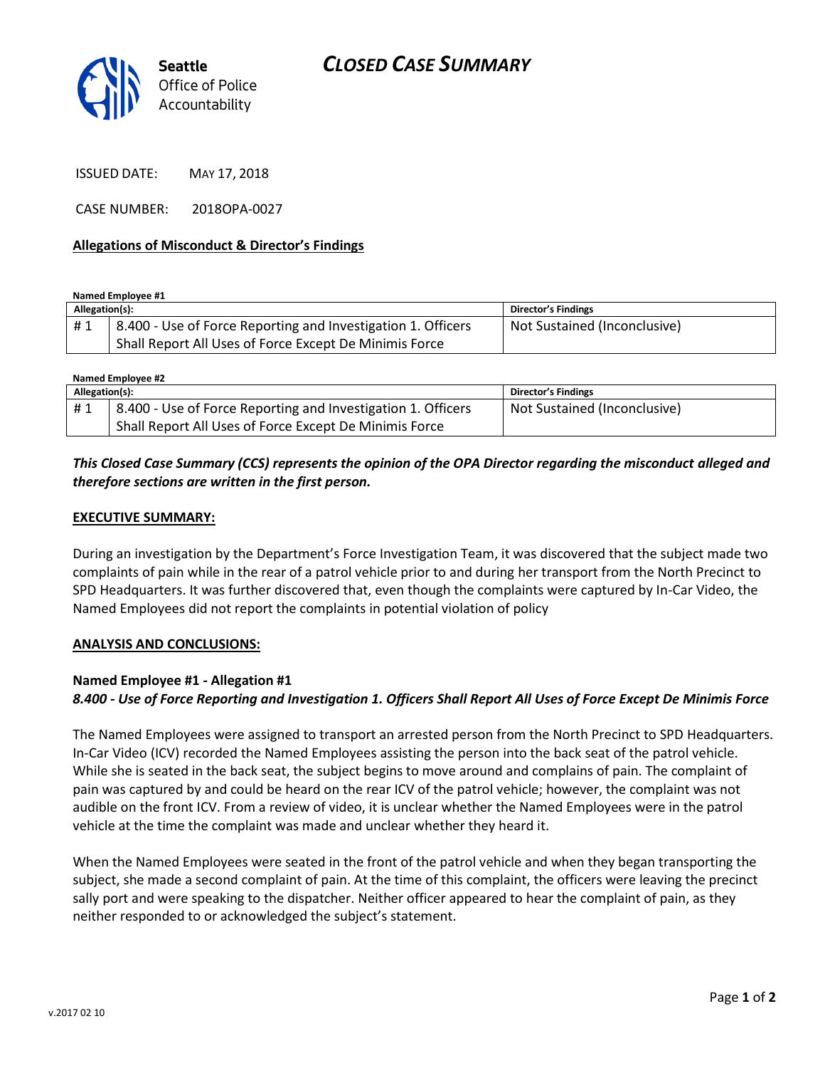**Seattle** Office of Police Accountability

# CLOSED CASE SUMMARY

ISSUED DATE: MAY 17, 2018

CASE NUMBER: 2018OPA-0027

## Allegations of Misconduct & Director's Findings

**Named Employee #1**

| Allegation(s): | | Director's Findings |
|---|---|---|
| # 1 | 8.400 - Use of Force Reporting and Investigation 1. Officers Shall Report All Uses of Force Except De Minimis Force | Not Sustained (Inconclusive) |

**Named Employee #2**

| Allegation(s): | | Director's Findings |
|---|---|---|
| # 1 | 8.400 - Use of Force Reporting and Investigation 1. Officers Shall Report All Uses of Force Except De Minimis Force | Not Sustained (Inconclusive) |

***This Closed Case Summary (CCS) represents the opinion of the OPA Director regarding the misconduct alleged and therefore sections are written in the first person.***

**EXECUTIVE SUMMARY:**

During an investigation by the Department's Force Investigation Team, it was discovered that the subject made two complaints of pain while in the rear of a patrol vehicle prior to and during her transport from the North Precinct to SPD Headquarters. It was further discovered that, even though the complaints were captured by In-Car Video, the Named Employees did not report the complaints in potential violation of policy

**ANALYSIS AND CONCLUSIONS:**

**Named Employee #1 - Allegation #1**
***8.400 - Use of Force Reporting and Investigation 1. Officers Shall Report All Uses of Force Except De Minimis Force***

The Named Employees were assigned to transport an arrested person from the North Precinct to SPD Headquarters. In-Car Video (ICV) recorded the Named Employees assisting the person into the back seat of the patrol vehicle. While she is seated in the back seat, the subject begins to move around and complains of pain. The complaint of pain was captured by and could be heard on the rear ICV of the patrol vehicle; however, the complaint was not audible on the front ICV. From a review of video, it is unclear whether the Named Employees were in the patrol vehicle at the time the complaint was made and unclear whether they heard it.

When the Named Employees were seated in the front of the patrol vehicle and when they began transporting the subject, she made a second complaint of pain. At the time of this complaint, the officers were leaving the precinct sally port and were speaking to the dispatcher. Neither officer appeared to hear the complaint of pain, as they neither responded to or acknowledged the subject's statement.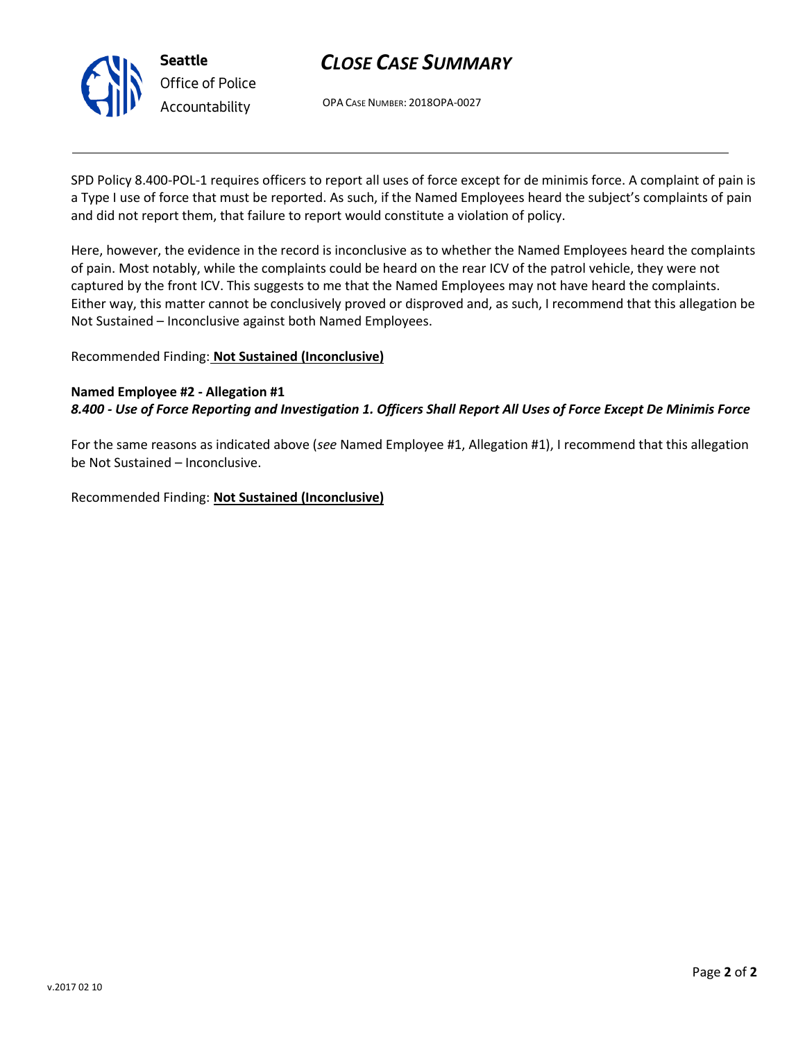SPD Policy 8.400-POL-1 requires officers to report all uses of force except for de minimis force. A complaint of pain is a Type I use of force that must be reported. As such, if the Named Employees heard the subject's complaints of pain and did not report them, that failure to report would constitute a violation of policy.

Here, however, the evidence in the record is inconclusive as to whether the Named Employees heard the complaints of pain. Most notably, while the complaints could be heard on the rear ICV of the patrol vehicle, they were not captured by the front ICV. This suggests to me that the Named Employees may not have heard the complaints. Either way, this matter cannot be conclusively proved or disproved and, as such, I recommend that this allegation be Not Sustained – Inconclusive against both Named Employees.

Recommended Finding: **Not Sustained (Inconclusive)**

**Named Employee #2 - Allegation #1**
***8.400 - Use of Force Reporting and Investigation 1. Officers Shall Report All Uses of Force Except De Minimis Force***

For the same reasons as indicated above (*see* Named Employee #1, Allegation #1), I recommend that this allegation be Not Sustained – Inconclusive.

Recommended Finding: **Not Sustained (Inconclusive)**